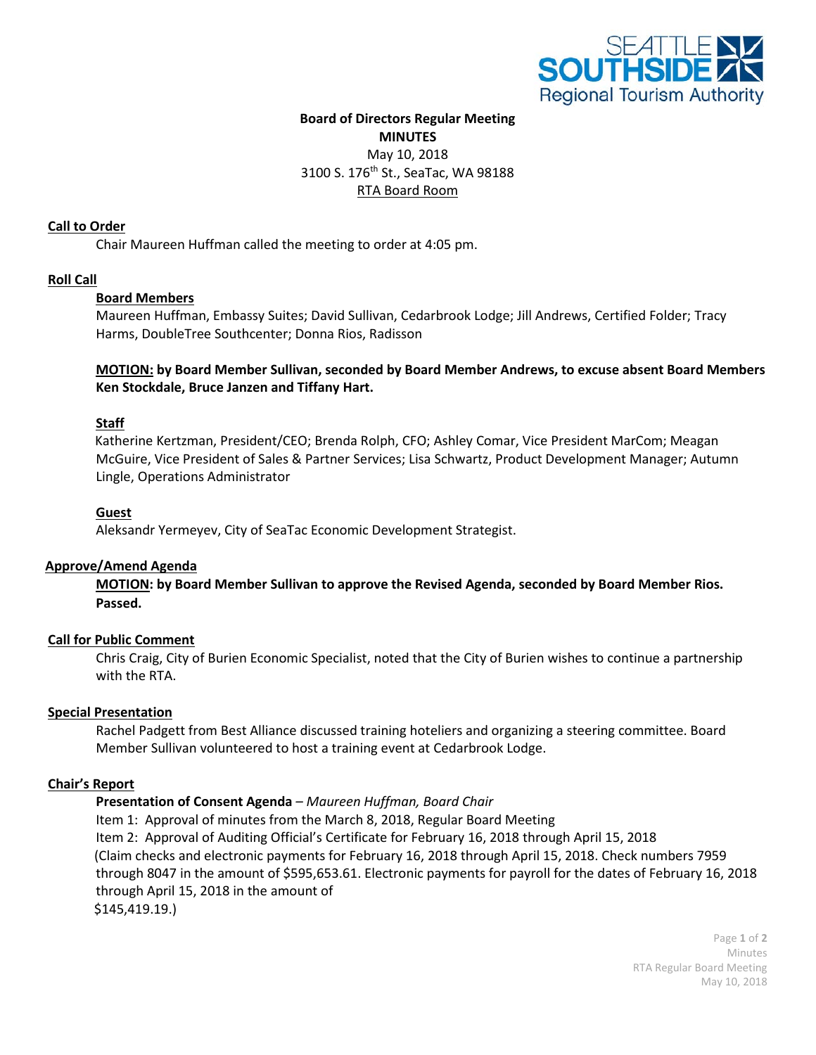SEATTLE SOUTHSIDE Regional Tourism Authority

**Board of Directors Regular Meeting**
**MINUTES**
May 10, 2018
3100 S. 176th St., SeaTac, WA 98188
RTA Board Room

## Call to Order

Chair Maureen Huffman called the meeting to order at 4:05 pm.

## Roll Call

### Board Members

Maureen Huffman, Embassy Suites; David Sullivan, Cedarbrook Lodge; Jill Andrews, Certified Folder; Tracy Harms, DoubleTree Southcenter; Donna Rios, Radisson

**MOTION: by Board Member Sullivan, seconded by Board Member Andrews, to excuse absent Board Members Ken Stockdale, Bruce Janzen and Tiffany Hart.**

### Staff

Katherine Kertzman, President/CEO; Brenda Rolph, CFO; Ashley Comar, Vice President MarCom; Meagan McGuire, Vice President of Sales & Partner Services; Lisa Schwartz, Product Development Manager; Autumn Lingle, Operations Administrator

### Guest

Aleksandr Yermeyev, City of SeaTac Economic Development Strategist.

## Approve/Amend Agenda

**MOTION: by Board Member Sullivan to approve the Revised Agenda, seconded by Board Member Rios. Passed.**

## Call for Public Comment

Chris Craig, City of Burien Economic Specialist, noted that the City of Burien wishes to continue a partnership with the RTA.

## Special Presentation

Rachel Padgett from Best Alliance discussed training hoteliers and organizing a steering committee. Board Member Sullivan volunteered to host a training event at Cedarbrook Lodge.

## Chair's Report

**Presentation of Consent Agenda** – *Maureen Huffman, Board Chair*

Item 1: Approval of minutes from the March 8, 2018, Regular Board Meeting

Item 2: Approval of Auditing Official's Certificate for February 16, 2018 through April 15, 2018

(Claim checks and electronic payments for February 16, 2018 through April 15, 2018. Check numbers 7959 through 8047 in the amount of $595,653.61. Electronic payments for payroll for the dates of February 16, 2018 through April 15, 2018 in the amount of $145,419.19.)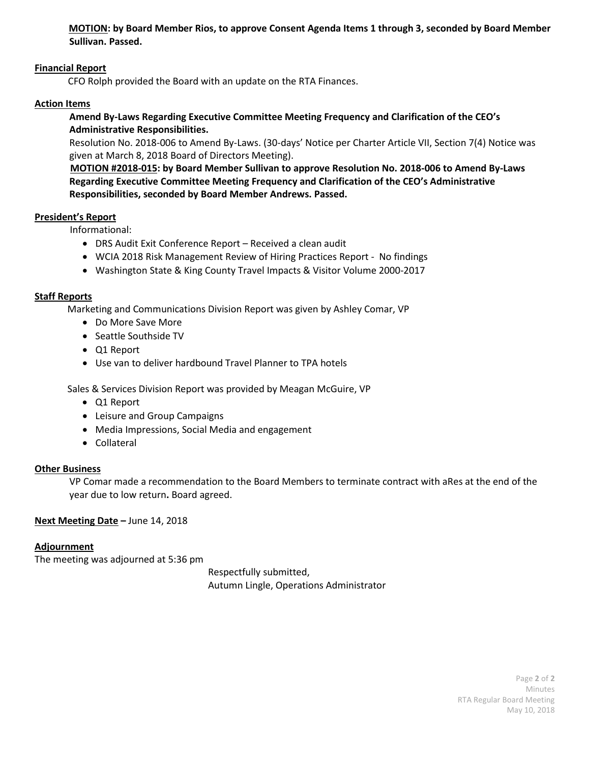**MOTION: by Board Member Rios, to approve Consent Agenda Items 1 through 3, seconded by Board Member Sullivan. Passed.**

## Financial Report

CFO Rolph provided the Board with an update on the RTA Finances.

## Action Items

**Amend By-Laws Regarding Executive Committee Meeting Frequency and Clarification of the CEO's Administrative Responsibilities.**

Resolution No. 2018-006 to Amend By-Laws. (30-days' Notice per Charter Article VII, Section 7(4) Notice was given at March 8, 2018 Board of Directors Meeting).

**MOTION #2018-015: by Board Member Sullivan to approve Resolution No. 2018-006 to Amend By-Laws Regarding Executive Committee Meeting Frequency and Clarification of the CEO's Administrative Responsibilities, seconded by Board Member Andrews. Passed.**

## President's Report

Informational:

- DRS Audit Exit Conference Report – Received a clean audit
- WCIA 2018 Risk Management Review of Hiring Practices Report - No findings
- Washington State & King County Travel Impacts & Visitor Volume 2000-2017

## Staff Reports

Marketing and Communications Division Report was given by Ashley Comar, VP

- Do More Save More
- Seattle Southside TV
- Q1 Report
- Use van to deliver hardbound Travel Planner to TPA hotels

Sales & Services Division Report was provided by Meagan McGuire, VP

- Q1 Report
- Leisure and Group Campaigns
- Media Impressions, Social Media and engagement
- Collateral

## Other Business

VP Comar made a recommendation to the Board Members to terminate contract with aRes at the end of the year due to low return**.** Board agreed.

**Next Meeting Date –** June 14, 2018

## Adjournment

The meeting was adjourned at 5:36 pm

Respectfully submitted,
Autumn Lingle, Operations Administrator

Minutes
RTA Regular Board Meeting
May 10, 2018